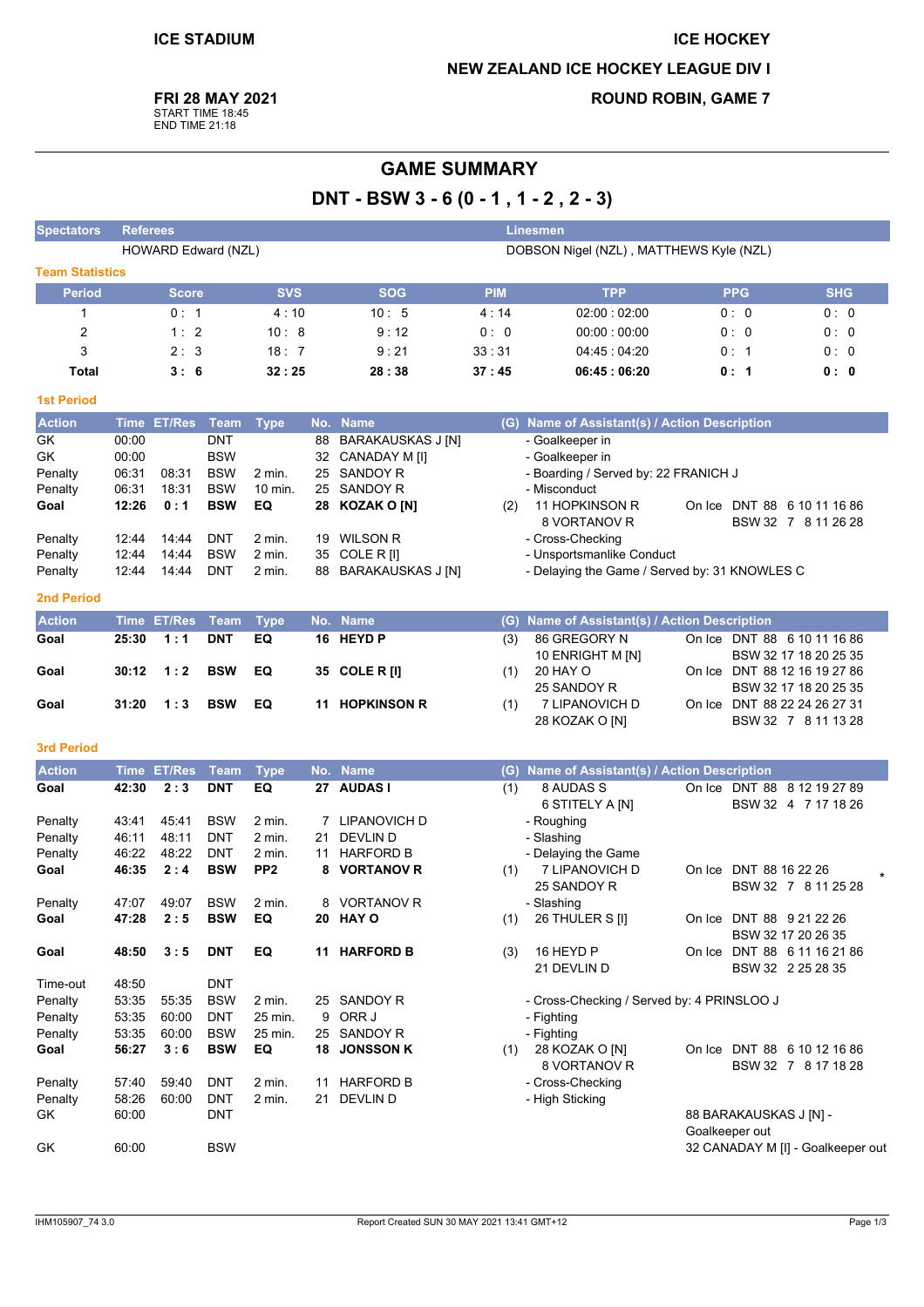ICE STADIUM

ICE HOCKEY

NEW ZEALAND ICE HOCKEY LEAGUE DIV I

**FRI 28 MAY 2021**
START TIME 18:45
END TIME 21:18

ROUND ROBIN, GAME 7

# GAME SUMMARY

## DNT - BSW 3 - 6 (0 - 1 , 1 - 2 , 2 - 3)

| Spectators | Referees | Linesmen |
|---|---|---|
| | HOWARD Edward (NZL) | DOBSON Nigel (NZL) , MATTHEWS Kyle (NZL) |

### Team Statistics

| Period | Score | SVS | SOG | PIM | TPP | PPG | SHG |
|---|---|---|---|---|---|---|---|
| 1 | 0 : 1 | 4 : 10 | 10 : 5 | 4 : 14 | 02:00 : 02:00 | 0 : 0 | 0 : 0 |
| 2 | 1 : 2 | 10 : 8 | 9 : 12 | 0 : 0 | 00:00 : 00:00 | 0 : 0 | 0 : 0 |
| 3 | 2 : 3 | 18 : 7 | 9 : 21 | 33 : 31 | 04:45 : 04:20 | 0 : 1 | 0 : 0 |
| **Total** | **3 : 6** | **32 : 25** | **28 : 38** | **37 : 45** | **06:45 : 06:20** | **0 : 1** | **0 : 0** |

### 1st Period

| Action | Time | ET/Res | Team | Type | No. | Name | (G) | Name of Assistant(s) / Action Description | On Ice |
|---|---|---|---|---|---|---|---|---|---|
| GK | 00:00 | | DNT | | 88 | BARAKAUSKAS J [N] | | - Goalkeeper in | |
| GK | 00:00 | | BSW | | 32 | CANADAY M [I] | | - Goalkeeper in | |
| Penalty | 06:31 | 08:31 | BSW | 2 min. | 25 | SANDOY R | | - Boarding / Served by: 22 FRANICH J | |
| Penalty | 06:31 | 18:31 | BSW | 10 min. | 25 | SANDOY R | | - Misconduct | |
| **Goal** | **12:26** | **0 : 1** | **BSW** | **EQ** | **28** | **KOZAK O [N]** | (2) | 11 HOPKINSON R<br>8 VORTANOV R | DNT 88 6 10 11 16 86<br>BSW 32 7 8 11 26 28 |
| Penalty | 12:44 | 14:44 | DNT | 2 min. | 19 | WILSON R | | - Cross-Checking | |
| Penalty | 12:44 | 14:44 | BSW | 2 min. | 35 | COLE R [I] | | - Unsportsmanlike Conduct | |
| Penalty | 12:44 | 14:44 | DNT | 2 min. | 88 | BARAKAUSKAS J [N] | | - Delaying the Game / Served by: 31 KNOWLES C | |

### 2nd Period

| Action | Time | ET/Res | Team | Type | No. | Name | (G) | Name of Assistant(s) / Action Description | On Ice |
|---|---|---|---|---|---|---|---|---|---|
| **Goal** | **25:30** | **1 : 1** | **DNT** | **EQ** | **16** | **HEYD P** | (3) | 86 GREGORY N<br>10 ENRIGHT M [N] | DNT 88 6 10 11 16 86<br>BSW 32 17 18 20 25 35 |
| **Goal** | **30:12** | **1 : 2** | **BSW** | **EQ** | **35** | **COLE R [I]** | (1) | 20 HAY O<br>25 SANDOY R | DNT 88 12 16 19 27 86<br>BSW 32 17 18 20 25 35 |
| **Goal** | **31:20** | **1 : 3** | **BSW** | **EQ** | **11** | **HOPKINSON R** | (1) | 7 LIPANOVICH D<br>28 KOZAK O [N] | DNT 88 22 24 26 27 31<br>BSW 32 7 8 11 13 28 |

### 3rd Period

| Action | Time | ET/Res | Team | Type | No. | Name | (G) | Name of Assistant(s) / Action Description | On Ice |
|---|---|---|---|---|---|---|---|---|---|
| **Goal** | **42:30** | **2 : 3** | **DNT** | **EQ** | **27** | **AUDAS I** | (1) | 8 AUDAS S<br>6 STITELY A [N] | DNT 88 8 12 19 27 89<br>BSW 32 4 7 17 18 26 |
| Penalty | 43:41 | 45:41 | BSW | 2 min. | 7 | LIPANOVICH D | | - Roughing | |
| Penalty | 46:11 | 48:11 | DNT | 2 min. | 21 | DEVLIN D | | - Slashing | |
| Penalty | 46:22 | 48:22 | DNT | 2 min. | 11 | HARFORD B | | - Delaying the Game | |
| **Goal** | **46:35** | **2 : 4** | **BSW** | **PP2** | **8** | **VORTANOV R** | (1) | 7 LIPANOVICH D<br>25 SANDOY R | DNT 88 16 22 26 *<br>BSW 32 7 8 11 25 28 |
| Penalty | 47:07 | 49:07 | BSW | 2 min. | 8 | VORTANOV R | | - Slashing | |
| **Goal** | **47:28** | **2 : 5** | **BSW** | **EQ** | **20** | **HAY O** | (1) | 26 THULER S [I] | DNT 88 9 21 22 26<br>BSW 32 17 20 26 35 |
| **Goal** | **48:50** | **3 : 5** | **DNT** | **EQ** | **11** | **HARFORD B** | (3) | 16 HEYD P<br>21 DEVLIN D | DNT 88 6 11 16 21 86<br>BSW 32 2 25 28 35 |
| Time-out | 48:50 | | DNT | | | | | | |
| Penalty | 53:35 | 55:35 | BSW | 2 min. | 25 | SANDOY R | | - Cross-Checking / Served by: 4 PRINSLOO J | |
| Penalty | 53:35 | 60:00 | DNT | 25 min. | 9 | ORR J | | - Fighting | |
| Penalty | 53:35 | 60:00 | BSW | 25 min. | 25 | SANDOY R | | - Fighting | |
| **Goal** | **56:27** | **3 : 6** | **BSW** | **EQ** | **18** | **JONSSON K** | (1) | 28 KOZAK O [N]<br>8 VORTANOV R | DNT 88 6 10 12 16 86<br>BSW 32 7 8 17 18 28 |
| Penalty | 57:40 | 59:40 | DNT | 2 min. | 11 | HARFORD B | | - Cross-Checking | |
| Penalty | 58:26 | 60:00 | DNT | 2 min. | 21 | DEVLIN D | | - High Sticking | |
| GK | 60:00 | | DNT | | | | | | 88 BARAKAUSKAS J [N] - Goalkeeper out |
| GK | 60:00 | | BSW | | | | | | 32 CANADAY M [I] - Goalkeeper out |

IHM105907_74 3.0 — Report Created SUN 30 MAY 2021 13:41 GMT+12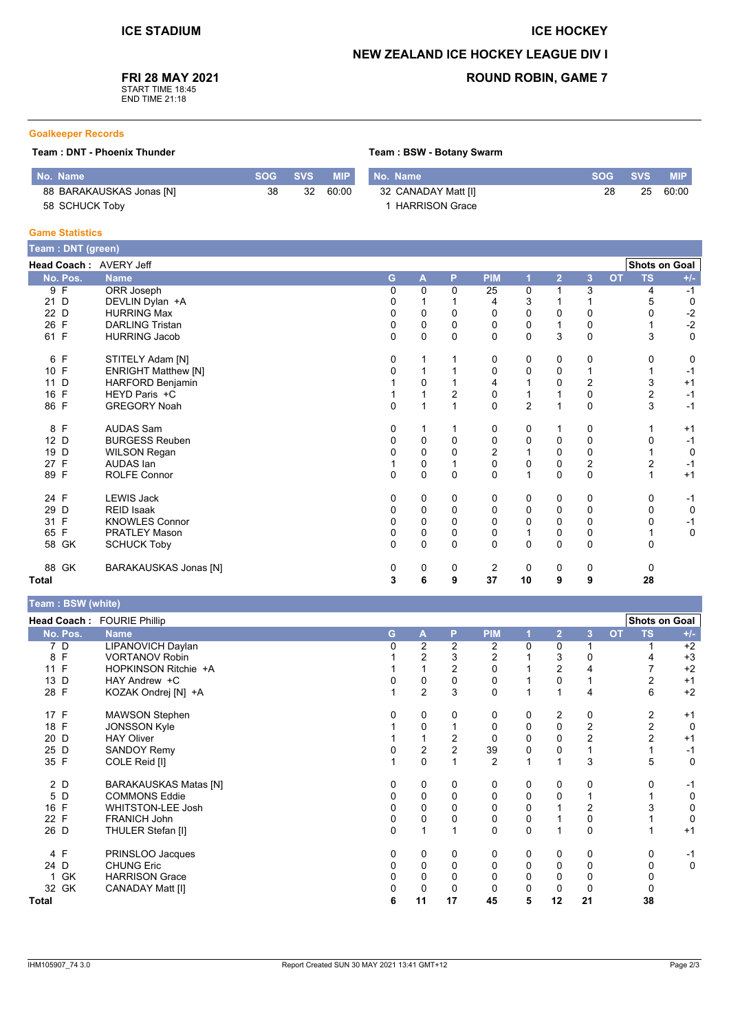**ICE STADIUM**

**ICE HOCKEY**

**NEW ZEALAND ICE HOCKEY LEAGUE DIV I**

**ROUND ROBIN, GAME 7**

**FRI 28 MAY 2021**
START TIME 18:45
END TIME 21:18

## Goalkeeper Records

**Team : DNT - Phoenix Thunder**

| No. Name | SOG | SVS | MIP |
|---|---|---|---|
| 88 BARAKAUSKAS Jonas [N] | 38 | 32 | 60:00 |
| 58 SCHUCK Toby | | | |

**Team : BSW - Botany Swarm**

| No. Name | SOG | SVS | MIP |
|---|---|---|---|
| 32 CANADAY Matt [I] | 28 | 25 | 60:00 |
| 1 HARRISON Grace | | | |

## Game Statistics

### Team : DNT (green)

**Head Coach :** AVERY Jeff

| No. | Pos. | Name | G | A | P | PIM | 1 | 2 | 3 | OT | TS | +/- |
|---|---|---|---|---|---|---|---|---|---|---|---|---|
| 9 | F | ORR Joseph | 0 | 0 | 0 | 25 | 0 | 1 | 3 | | 4 | -1 |
| 21 | D | DEVLIN Dylan +A | 0 | 1 | 1 | 4 | 3 | 1 | 1 | | 5 | 0 |
| 22 | D | HURRING Max | 0 | 0 | 0 | 0 | 0 | 0 | 0 | | 0 | -2 |
| 26 | F | DARLING Tristan | 0 | 0 | 0 | 0 | 0 | 1 | 0 | | 1 | -2 |
| 61 | F | HURRING Jacob | 0 | 0 | 0 | 0 | 0 | 3 | 0 | | 3 | 0 |
| 6 | F | STITELY Adam [N] | 0 | 1 | 1 | 0 | 0 | 0 | 0 | | 0 | 0 |
| 10 | F | ENRIGHT Matthew [N] | 0 | 1 | 1 | 0 | 0 | 0 | 1 | | 1 | -1 |
| 11 | D | HARFORD Benjamin | 1 | 0 | 1 | 4 | 1 | 0 | 2 | | 3 | +1 |
| 16 | F | HEYD Paris +C | 1 | 1 | 2 | 0 | 1 | 1 | 0 | | 2 | -1 |
| 86 | F | GREGORY Noah | 0 | 1 | 1 | 0 | 2 | 1 | 0 | | 3 | -1 |
| 8 | F | AUDAS Sam | 0 | 1 | 1 | 0 | 0 | 1 | 0 | | 1 | +1 |
| 12 | D | BURGESS Reuben | 0 | 0 | 0 | 0 | 0 | 0 | 0 | | 0 | -1 |
| 19 | D | WILSON Regan | 0 | 0 | 0 | 2 | 1 | 0 | 0 | | 1 | 0 |
| 27 | F | AUDAS Ian | 1 | 0 | 1 | 0 | 0 | 0 | 2 | | 2 | -1 |
| 89 | F | ROLFE Connor | 0 | 0 | 0 | 0 | 1 | 0 | 0 | | 1 | +1 |
| 24 | F | LEWIS Jack | 0 | 0 | 0 | 0 | 0 | 0 | 0 | | 0 | -1 |
| 29 | D | REID Isaak | 0 | 0 | 0 | 0 | 0 | 0 | 0 | | 0 | 0 |
| 31 | F | KNOWLES Connor | 0 | 0 | 0 | 0 | 0 | 0 | 0 | | 0 | -1 |
| 65 | F | PRATLEY Mason | 0 | 0 | 0 | 0 | 1 | 0 | 0 | | 1 | 0 |
| 58 | GK | SCHUCK Toby | 0 | 0 | 0 | 0 | 0 | 0 | 0 | | 0 | |
| 88 | GK | BARAKAUSKAS Jonas [N] | 0 | 0 | 0 | 2 | 0 | 0 | 0 | | 0 | |
| **Total** | | | **3** | **6** | **9** | **37** | **10** | **9** | **9** | | **28** | |

### Team : BSW (white)

**Head Coach :** FOURIE Phillip

| No. | Pos. | Name | G | A | P | PIM | 1 | 2 | 3 | OT | TS | +/- |
|---|---|---|---|---|---|---|---|---|---|---|---|---|
| 7 | D | LIPANOVICH Daylan | 0 | 2 | 2 | 2 | 0 | 0 | 1 | | 1 | +2 |
| 8 | F | VORTANOV Robin | 1 | 2 | 3 | 2 | 1 | 3 | 0 | | 4 | +3 |
| 11 | F | HOPKINSON Ritchie +A | 1 | 1 | 2 | 0 | 1 | 2 | 4 | | 7 | +2 |
| 13 | D | HAY Andrew +C | 0 | 0 | 0 | 0 | 1 | 0 | 1 | | 2 | +1 |
| 28 | F | KOZAK Ondrej [N] +A | 1 | 2 | 3 | 0 | 1 | 1 | 4 | | 6 | +2 |
| 17 | F | MAWSON Stephen | 0 | 0 | 0 | 0 | 0 | 2 | 0 | | 2 | +1 |
| 18 | F | JONSSON Kyle | 1 | 0 | 1 | 0 | 0 | 0 | 2 | | 2 | 0 |
| 20 | D | HAY Oliver | 1 | 1 | 2 | 0 | 0 | 0 | 2 | | 2 | +1 |
| 25 | D | SANDOY Remy | 0 | 2 | 2 | 39 | 0 | 0 | 1 | | 1 | -1 |
| 35 | F | COLE Reid [I] | 1 | 0 | 1 | 2 | 1 | 1 | 3 | | 5 | 0 |
| 2 | D | BARAKAUSKAS Matas [N] | 0 | 0 | 0 | 0 | 0 | 0 | 0 | | 0 | -1 |
| 5 | D | COMMONS Eddie | 0 | 0 | 0 | 0 | 0 | 0 | 1 | | 1 | 0 |
| 16 | F | WHITSTON-LEE Josh | 0 | 0 | 0 | 0 | 0 | 1 | 2 | | 3 | 0 |
| 22 | F | FRANICH John | 0 | 0 | 0 | 0 | 0 | 1 | 0 | | 1 | 0 |
| 26 | D | THULER Stefan [I] | 0 | 1 | 1 | 0 | 0 | 1 | 0 | | 1 | +1 |
| 4 | F | PRINSLOO Jacques | 0 | 0 | 0 | 0 | 0 | 0 | 0 | | 0 | -1 |
| 24 | D | CHUNG Eric | 0 | 0 | 0 | 0 | 0 | 0 | 0 | | 0 | 0 |
| 1 | GK | HARRISON Grace | 0 | 0 | 0 | 0 | 0 | 0 | 0 | | 0 | |
| 32 | GK | CANADAY Matt [I] | 0 | 0 | 0 | 0 | 0 | 0 | 0 | | 0 | |
| **Total** | | | **6** | **11** | **17** | **45** | **5** | **12** | **21** | | **38** | |

IHM105907_74 3.0 — Report Created SUN 30 MAY 2021 13:41 GMT+12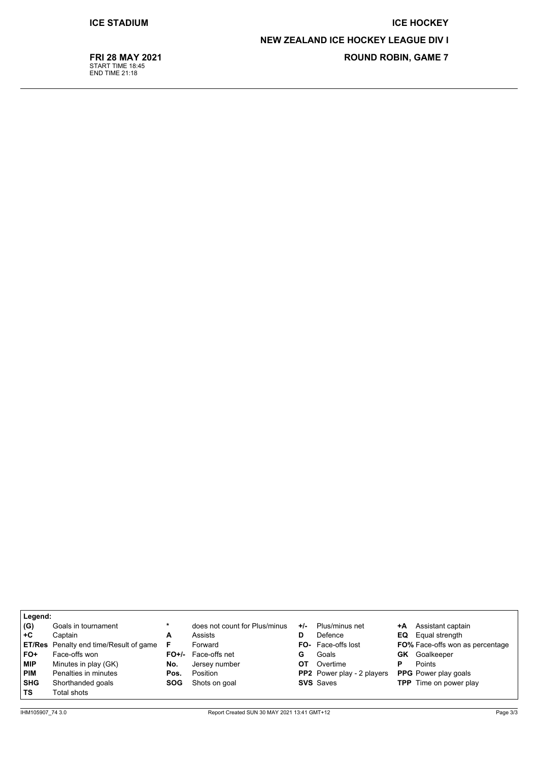**ICE STADIUM**

**ICE HOCKEY**

**NEW ZEALAND ICE HOCKEY LEAGUE DIV I**

**FRI 28 MAY 2021**
START TIME 18:45
END TIME 21:18

**ROUND ROBIN, GAME 7**

**Legend:**

| | | | | | | | |
|---|---|---|---|---|---|---|---|
| **(G)** | Goals in tournament | **\*** | does not count for Plus/minus | **+/-** | Plus/minus net | **+A** | Assistant captain |
| **+C** | Captain | **A** | Assists | **D** | Defence | **EQ** | Equal strength |
| **ET/Res** | Penalty end time/Result of game | **F** | Forward | **FO-** | Face-offs lost | **FO%** | Face-offs won as percentage |
| **FO+** | Face-offs won | **FO+/-** | Face-offs net | **G** | Goals | **GK** | Goalkeeper |
| **MIP** | Minutes in play (GK) | **No.** | Jersey number | **OT** | Overtime | **P** | Points |
| **PIM** | Penalties in minutes | **Pos.** | Position | **PP2** | Power play - 2 players | **PPG** | Power play goals |
| **SHG** | Shorthanded goals | **SOG** | Shots on goal | **SVS** | Saves | **TPP** | Time on power play |
| **TS** | Total shots | | | | | | |

IHM105907_74 3.0 Report Created SUN 30 MAY 2021 13:41 GMT+12